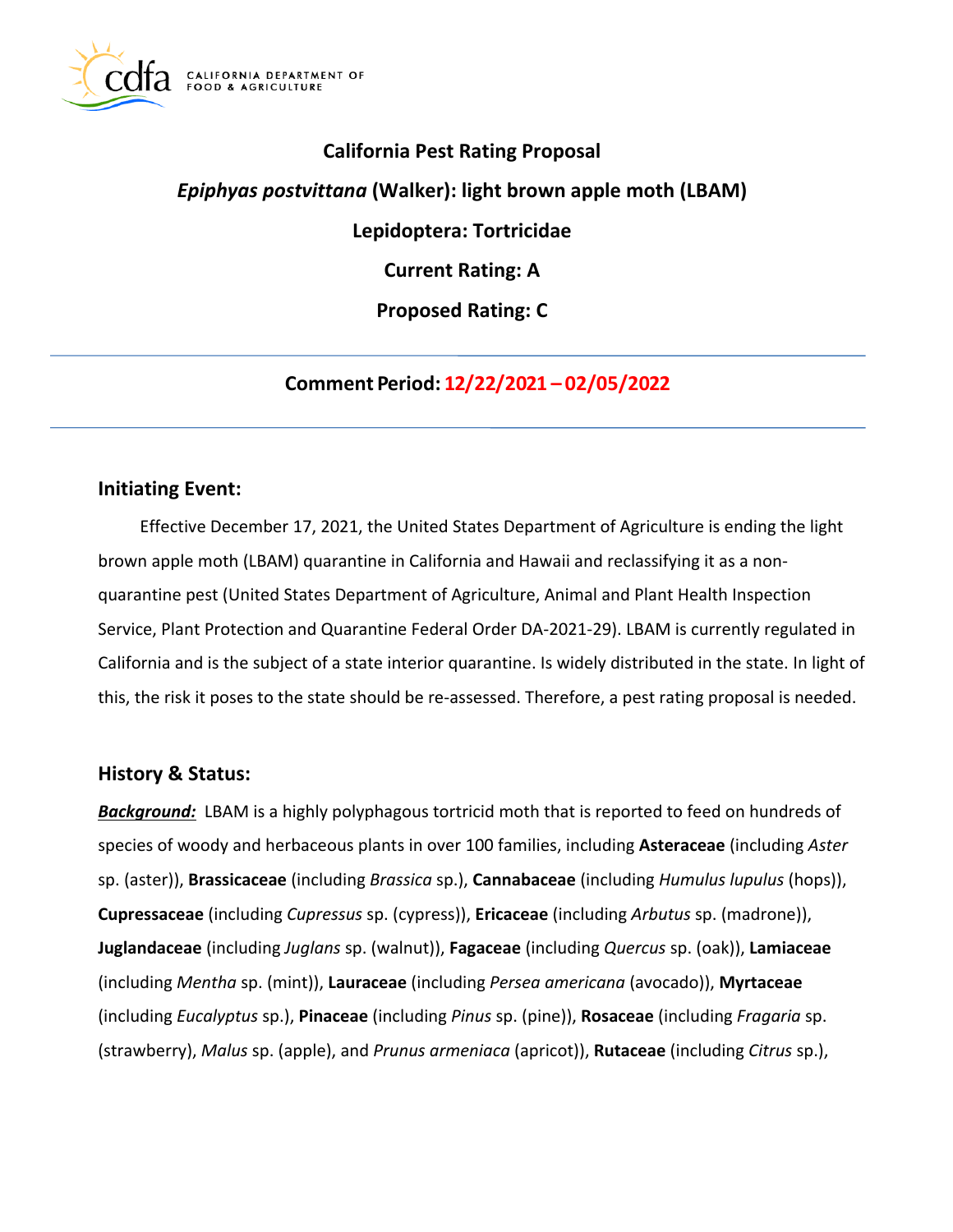# California Pest Rating Proposal

## *Epiphyas postvittana* (Walker): light brown apple moth (LBAM)

## Lepidoptera: Tortricidae

## Current Rating: A

## Proposed Rating: C

---

**Comment Period: 12/22/2021 – 02/05/2022**

---

## Initiating Event:

Effective December 17, 2021, the United States Department of Agriculture is ending the light brown apple moth (LBAM) quarantine in California and Hawaii and reclassifying it as a non-quarantine pest (United States Department of Agriculture, Animal and Plant Health Inspection Service, Plant Protection and Quarantine Federal Order DA-2021-29). LBAM is currently regulated in California and is the subject of a state interior quarantine. Is widely distributed in the state. In light of this, the risk it poses to the state should be re-assessed. Therefore, a pest rating proposal is needed.

## History & Status:

***Background:*** LBAM is a highly polyphagous tortricid moth that is reported to feed on hundreds of species of woody and herbaceous plants in over 100 families, including **Asteraceae** (including *Aster* sp. (aster)), **Brassicaceae** (including *Brassica* sp.), **Cannabaceae** (including *Humulus lupulus* (hops)), **Cupressaceae** (including *Cupressus* sp. (cypress)), **Ericaceae** (including *Arbutus* sp. (madrone)), **Juglandaceae** (including *Juglans* sp. (walnut)), **Fagaceae** (including *Quercus* sp. (oak)), **Lamiaceae** (including *Mentha* sp. (mint)), **Lauraceae** (including *Persea americana* (avocado)), **Myrtaceae** (including *Eucalyptus* sp.), **Pinaceae** (including *Pinus* sp. (pine)), **Rosaceae** (including *Fragaria* sp. (strawberry), *Malus* sp. (apple), and *Prunus armeniaca* (apricot)), **Rutaceae** (including *Citrus* sp.),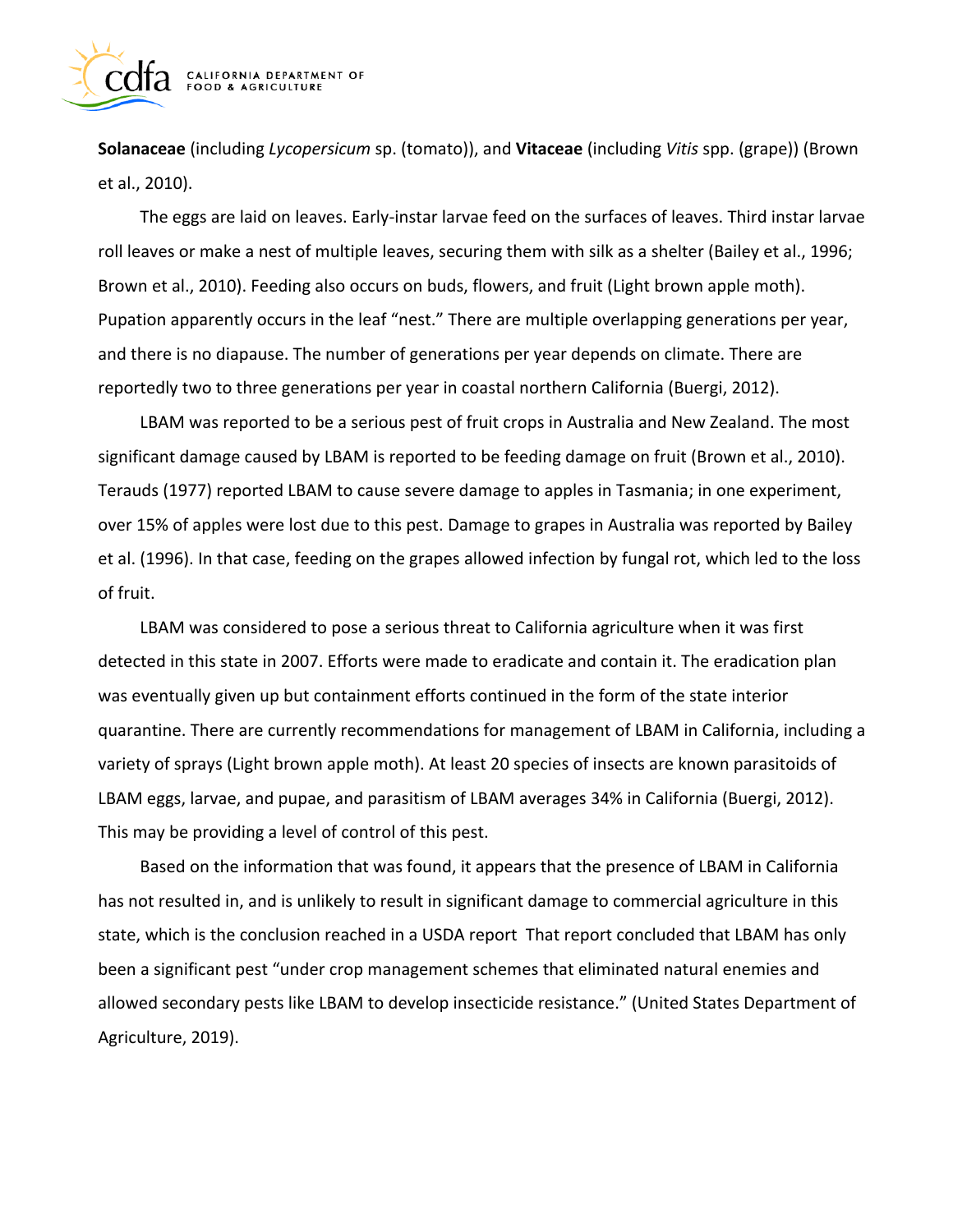**Solanaceae** (including *Lycopersicum* sp. (tomato)), and **Vitaceae** (including *Vitis* spp. (grape)) (Brown et al., 2010).

The eggs are laid on leaves. Early-instar larvae feed on the surfaces of leaves. Third instar larvae roll leaves or make a nest of multiple leaves, securing them with silk as a shelter (Bailey et al., 1996; Brown et al., 2010). Feeding also occurs on buds, flowers, and fruit (Light brown apple moth). Pupation apparently occurs in the leaf "nest." There are multiple overlapping generations per year, and there is no diapause. The number of generations per year depends on climate. There are reportedly two to three generations per year in coastal northern California (Buergi, 2012).

LBAM was reported to be a serious pest of fruit crops in Australia and New Zealand. The most significant damage caused by LBAM is reported to be feeding damage on fruit (Brown et al., 2010). Terauds (1977) reported LBAM to cause severe damage to apples in Tasmania; in one experiment, over 15% of apples were lost due to this pest. Damage to grapes in Australia was reported by Bailey et al. (1996). In that case, feeding on the grapes allowed infection by fungal rot, which led to the loss of fruit.

LBAM was considered to pose a serious threat to California agriculture when it was first detected in this state in 2007. Efforts were made to eradicate and contain it. The eradication plan was eventually given up but containment efforts continued in the form of the state interior quarantine. There are currently recommendations for management of LBAM in California, including a variety of sprays (Light brown apple moth). At least 20 species of insects are known parasitoids of LBAM eggs, larvae, and pupae, and parasitism of LBAM averages 34% in California (Buergi, 2012). This may be providing a level of control of this pest.

Based on the information that was found, it appears that the presence of LBAM in California has not resulted in, and is unlikely to result in significant damage to commercial agriculture in this state, which is the conclusion reached in a USDA report That report concluded that LBAM has only been a significant pest "under crop management schemes that eliminated natural enemies and allowed secondary pests like LBAM to develop insecticide resistance." (United States Department of Agriculture, 2019).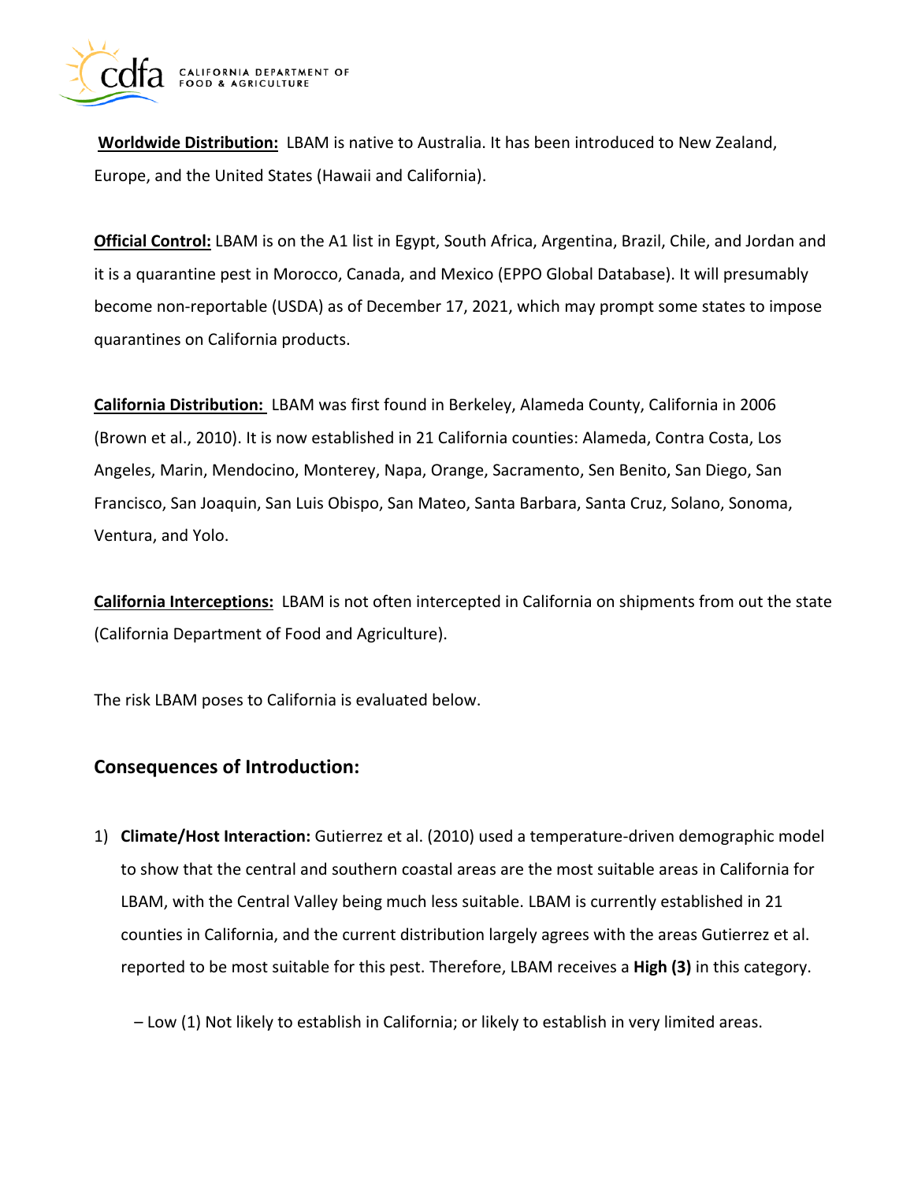**Worldwide Distribution:** LBAM is native to Australia. It has been introduced to New Zealand, Europe, and the United States (Hawaii and California).

**Official Control:** LBAM is on the A1 list in Egypt, South Africa, Argentina, Brazil, Chile, and Jordan and it is a quarantine pest in Morocco, Canada, and Mexico (EPPO Global Database). It will presumably become non-reportable (USDA) as of December 17, 2021, which may prompt some states to impose quarantines on California products.

**California Distribution:** LBAM was first found in Berkeley, Alameda County, California in 2006 (Brown et al., 2010). It is now established in 21 California counties: Alameda, Contra Costa, Los Angeles, Marin, Mendocino, Monterey, Napa, Orange, Sacramento, Sen Benito, San Diego, San Francisco, San Joaquin, San Luis Obispo, San Mateo, Santa Barbara, Santa Cruz, Solano, Sonoma, Ventura, and Yolo.

**California Interceptions:** LBAM is not often intercepted in California on shipments from out the state (California Department of Food and Agriculture).

The risk LBAM poses to California is evaluated below.

## Consequences of Introduction:

1) **Climate/Host Interaction:** Gutierrez et al. (2010) used a temperature-driven demographic model to show that the central and southern coastal areas are the most suitable areas in California for LBAM, with the Central Valley being much less suitable. LBAM is currently established in 21 counties in California, and the current distribution largely agrees with the areas Gutierrez et al. reported to be most suitable for this pest. Therefore, LBAM receives a **High (3)** in this category.

   – Low (1) Not likely to establish in California; or likely to establish in very limited areas.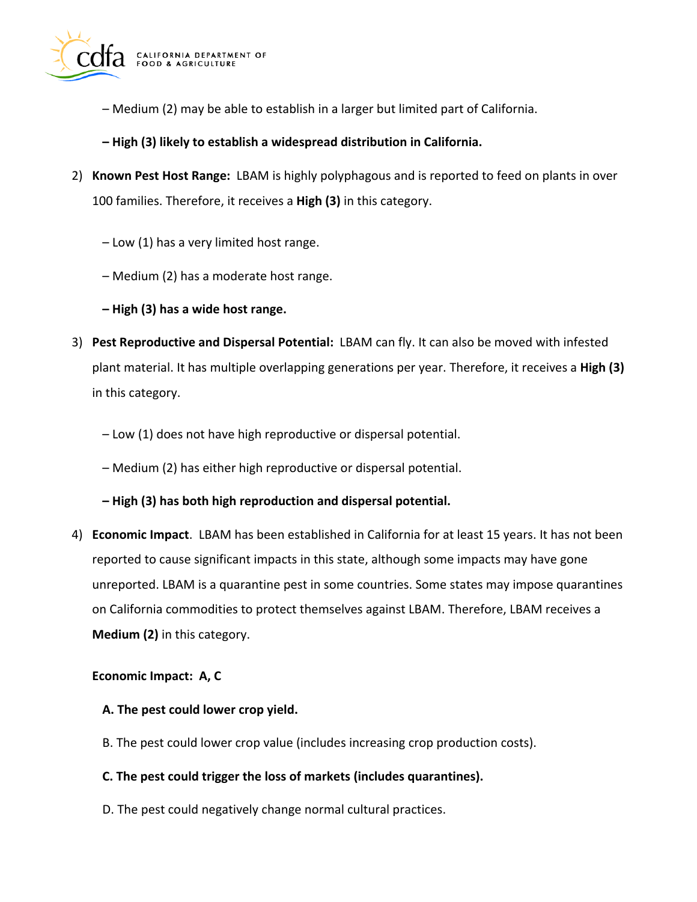– Medium (2) may be able to establish in a larger but limited part of California.

**– High (3) likely to establish a widespread distribution in California.**

2) **Known Pest Host Range:** LBAM is highly polyphagous and is reported to feed on plants in over 100 families. Therefore, it receives a **High (3)** in this category.

   – Low (1) has a very limited host range.

   – Medium (2) has a moderate host range.

   **– High (3) has a wide host range.**

3) **Pest Reproductive and Dispersal Potential:** LBAM can fly. It can also be moved with infested plant material. It has multiple overlapping generations per year. Therefore, it receives a **High (3)** in this category.

   – Low (1) does not have high reproductive or dispersal potential.

   – Medium (2) has either high reproductive or dispersal potential.

   **– High (3) has both high reproduction and dispersal potential.**

4) **Economic Impact**. LBAM has been established in California for at least 15 years. It has not been reported to cause significant impacts in this state, although some impacts may have gone unreported. LBAM is a quarantine pest in some countries. Some states may impose quarantines on California commodities to protect themselves against LBAM. Therefore, LBAM receives a **Medium (2)** in this category.

   **Economic Impact: A, C**

   **A. The pest could lower crop yield.**

   B. The pest could lower crop value (includes increasing crop production costs).

   **C. The pest could trigger the loss of markets (includes quarantines).**

   D. The pest could negatively change normal cultural practices.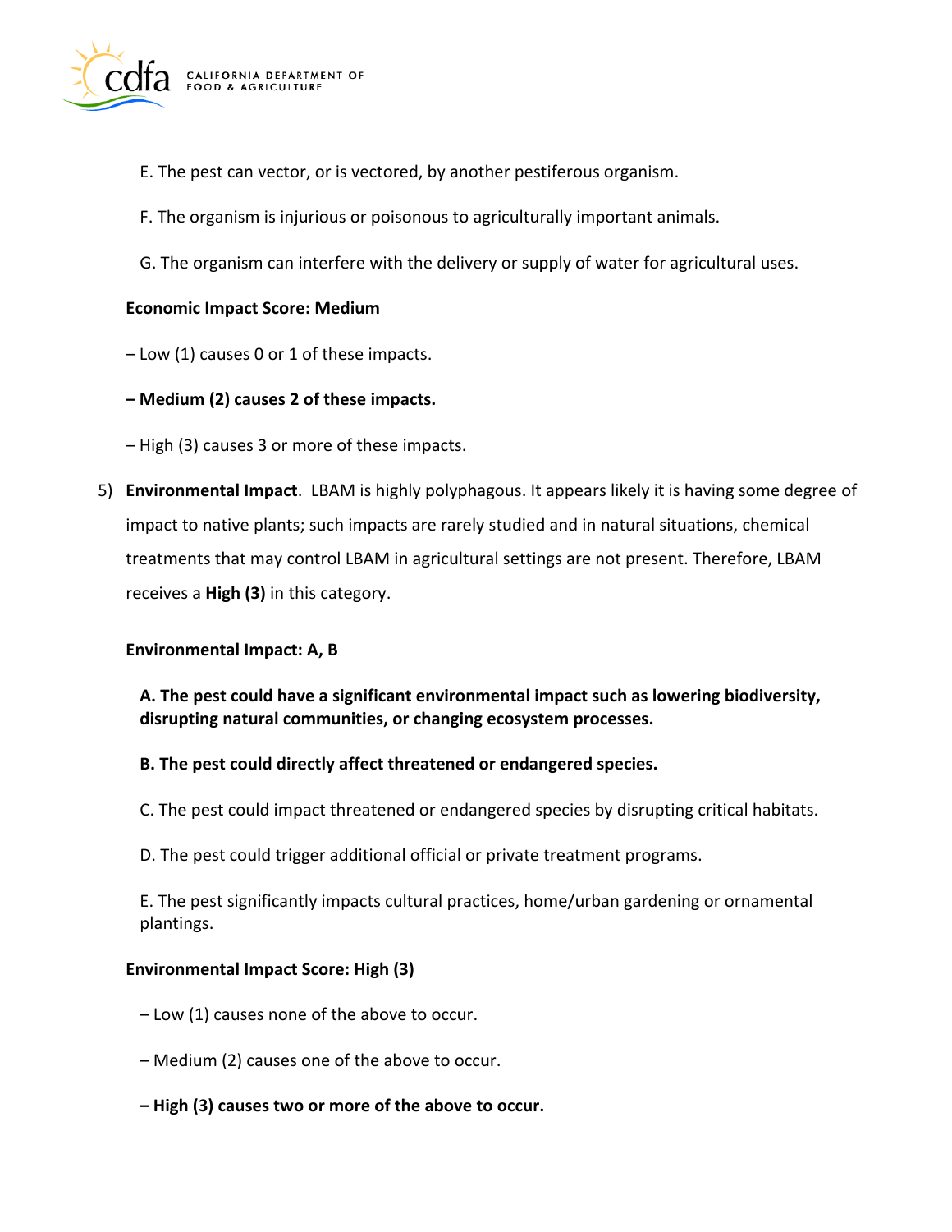E. The pest can vector, or is vectored, by another pestiferous organism.

F. The organism is injurious or poisonous to agriculturally important animals.

G. The organism can interfere with the delivery or supply of water for agricultural uses.

**Economic Impact Score: Medium**

– Low (1) causes 0 or 1 of these impacts.

**– Medium (2) causes 2 of these impacts.**

– High (3) causes 3 or more of these impacts.

5) **Environmental Impact**. LBAM is highly polyphagous. It appears likely it is having some degree of impact to native plants; such impacts are rarely studied and in natural situations, chemical treatments that may control LBAM in agricultural settings are not present. Therefore, LBAM receives a **High (3)** in this category.

**Environmental Impact: A, B**

**A. The pest could have a significant environmental impact such as lowering biodiversity, disrupting natural communities, or changing ecosystem processes.**

**B. The pest could directly affect threatened or endangered species.**

C. The pest could impact threatened or endangered species by disrupting critical habitats.

D. The pest could trigger additional official or private treatment programs.

E. The pest significantly impacts cultural practices, home/urban gardening or ornamental plantings.

**Environmental Impact Score: High (3)**

– Low (1) causes none of the above to occur.

– Medium (2) causes one of the above to occur.

**– High (3) causes two or more of the above to occur.**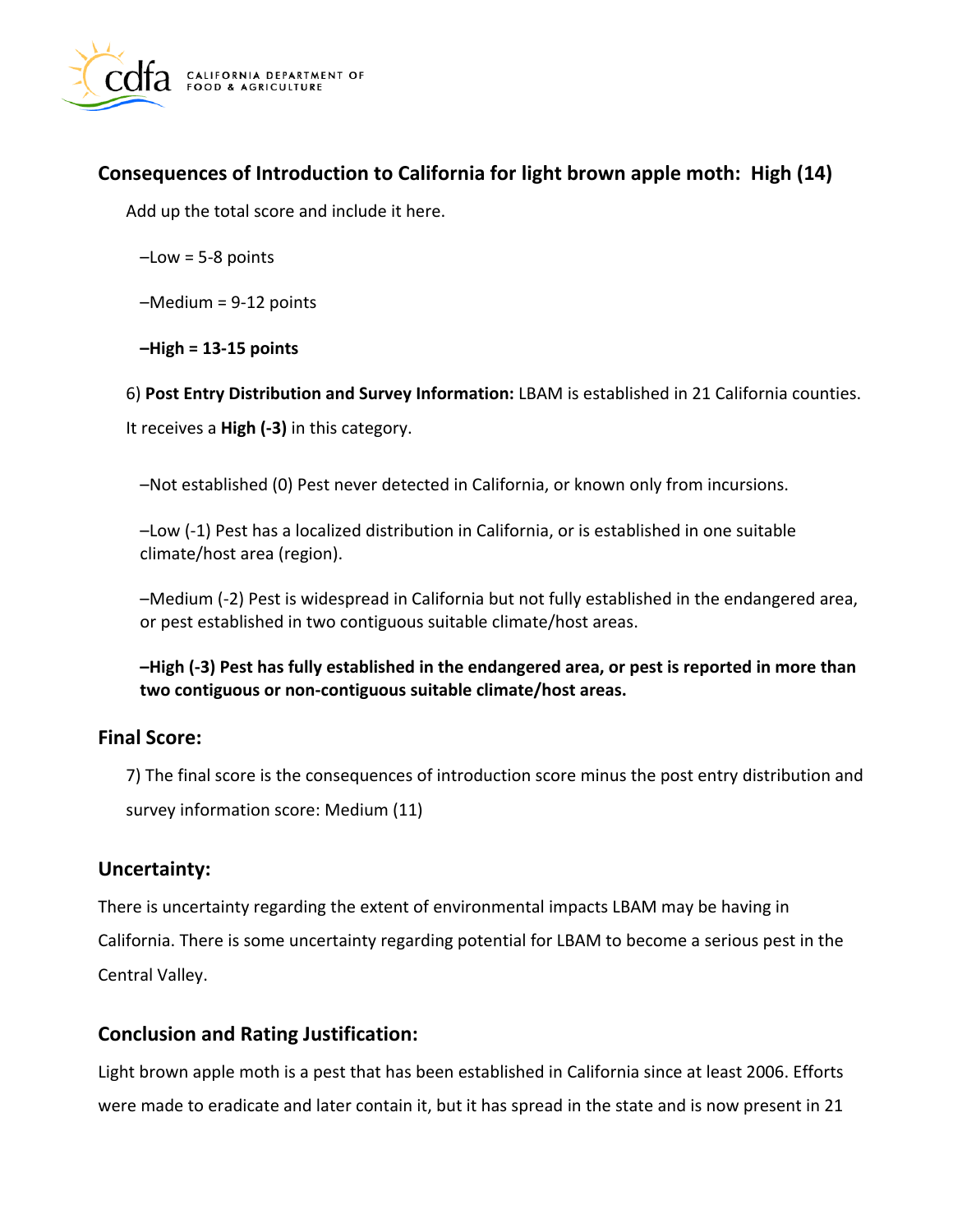### Consequences of Introduction to California for light brown apple moth: High (14)

Add up the total score and include it here.

–Low = 5-8 points

–Medium = 9-12 points

**–High = 13-15 points**

6) **Post Entry Distribution and Survey Information:** LBAM is established in 21 California counties. It receives a **High (-3)** in this category.

–Not established (0) Pest never detected in California, or known only from incursions.

–Low (-1) Pest has a localized distribution in California, or is established in one suitable climate/host area (region).

–Medium (-2) Pest is widespread in California but not fully established in the endangered area, or pest established in two contiguous suitable climate/host areas.

**–High (-3) Pest has fully established in the endangered area, or pest is reported in more than two contiguous or non-contiguous suitable climate/host areas.**

### Final Score:

7) The final score is the consequences of introduction score minus the post entry distribution and survey information score: Medium (11)

### Uncertainty:

There is uncertainty regarding the extent of environmental impacts LBAM may be having in California. There is some uncertainty regarding potential for LBAM to become a serious pest in the Central Valley.

### Conclusion and Rating Justification:

Light brown apple moth is a pest that has been established in California since at least 2006. Efforts were made to eradicate and later contain it, but it has spread in the state and is now present in 21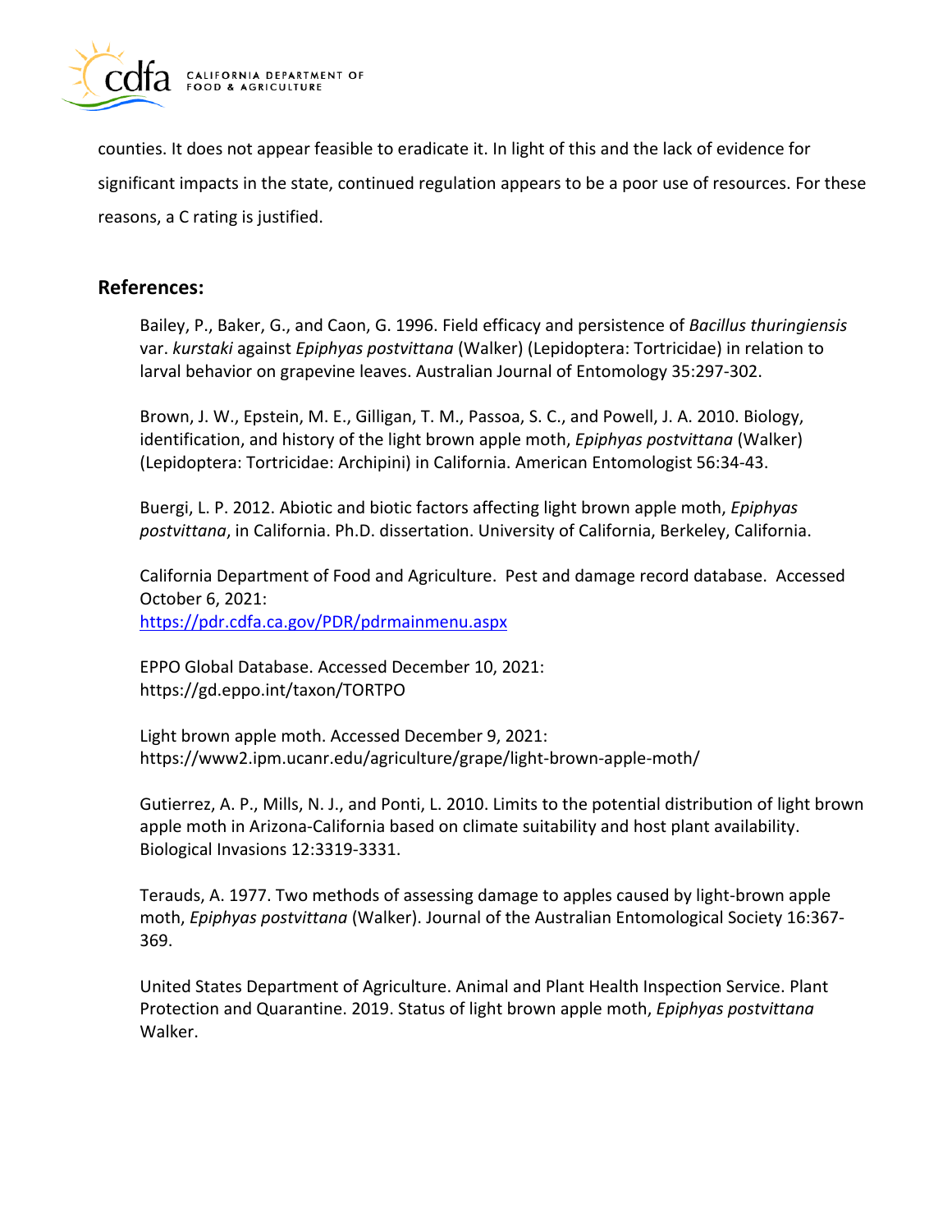counties. It does not appear feasible to eradicate it. In light of this and the lack of evidence for significant impacts in the state, continued regulation appears to be a poor use of resources. For these reasons, a C rating is justified.

## References:

Bailey, P., Baker, G., and Caon, G. 1996. Field efficacy and persistence of *Bacillus thuringiensis* var. *kurstaki* against *Epiphyas postvittana* (Walker) (Lepidoptera: Tortricidae) in relation to larval behavior on grapevine leaves. Australian Journal of Entomology 35:297-302.

Brown, J. W., Epstein, M. E., Gilligan, T. M., Passoa, S. C., and Powell, J. A. 2010. Biology, identification, and history of the light brown apple moth, *Epiphyas postvittana* (Walker) (Lepidoptera: Tortricidae: Archipini) in California. American Entomologist 56:34-43.

Buergi, L. P. 2012. Abiotic and biotic factors affecting light brown apple moth, *Epiphyas postvittana*, in California. Ph.D. dissertation. University of California, Berkeley, California.

California Department of Food and Agriculture. Pest and damage record database. Accessed October 6, 2021: [https://pdr.cdfa.ca.gov/PDR/pdrmainmenu.aspx](https://pdr.cdfa.ca.gov/PDR/pdrmainmenu.aspx)

EPPO Global Database. Accessed December 10, 2021: https://gd.eppo.int/taxon/TORTPO

Light brown apple moth. Accessed December 9, 2021: https://www2.ipm.ucanr.edu/agriculture/grape/light-brown-apple-moth/

Gutierrez, A. P., Mills, N. J., and Ponti, L. 2010. Limits to the potential distribution of light brown apple moth in Arizona-California based on climate suitability and host plant availability. Biological Invasions 12:3319-3331.

Terauds, A. 1977. Two methods of assessing damage to apples caused by light-brown apple moth, *Epiphyas postvittana* (Walker). Journal of the Australian Entomological Society 16:367-369.

United States Department of Agriculture. Animal and Plant Health Inspection Service. Plant Protection and Quarantine. 2019. Status of light brown apple moth, *Epiphyas postvittana* Walker.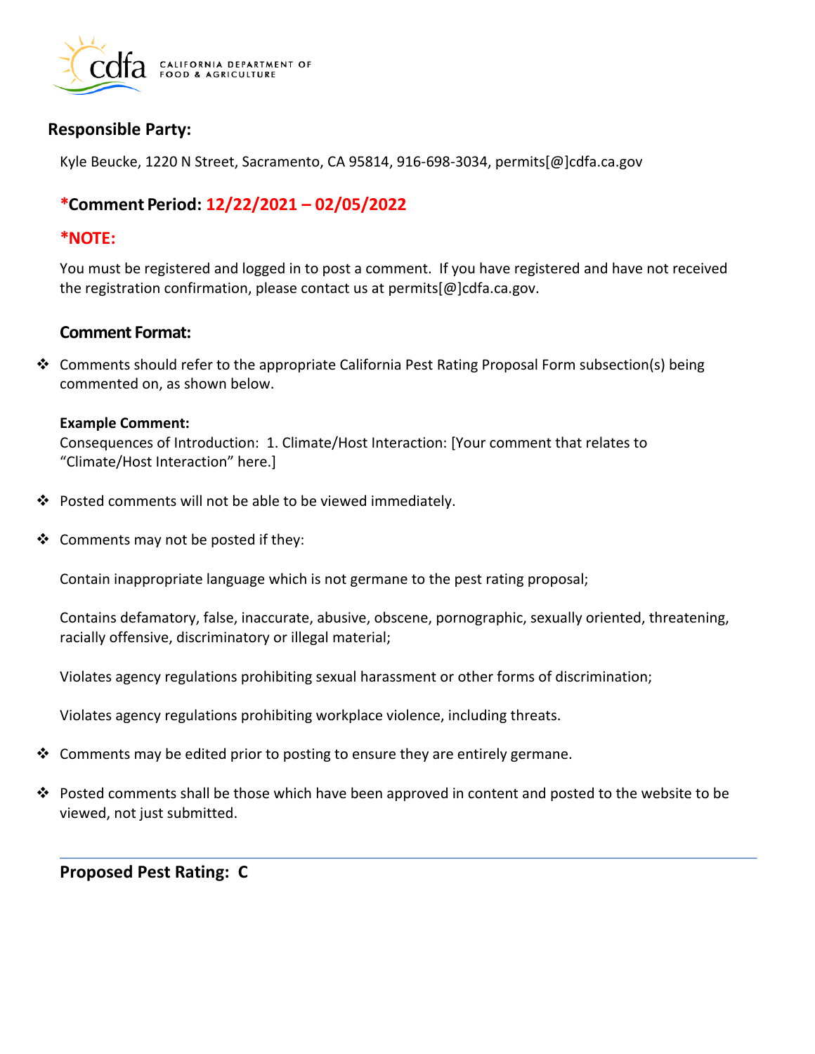## Responsible Party:

Kyle Beucke, 1220 N Street, Sacramento, CA 95814, 916-698-3034, permits[@]cdfa.ca.gov

### *Comment Period: 12/22/2021 – 02/05/2022

### *NOTE:

You must be registered and logged in to post a comment. If you have registered and have not received the registration confirmation, please contact us at permits[@]cdfa.ca.gov.

### Comment Format:

- Comments should refer to the appropriate California Pest Rating Proposal Form subsection(s) being commented on, as shown below.

  **Example Comment:**
  Consequences of Introduction: 1. Climate/Host Interaction: [Your comment that relates to "Climate/Host Interaction" here.]

- Posted comments will not be able to be viewed immediately.

- Comments may not be posted if they:

  Contain inappropriate language which is not germane to the pest rating proposal;

  Contains defamatory, false, inaccurate, abusive, obscene, pornographic, sexually oriented, threatening, racially offensive, discriminatory or illegal material;

  Violates agency regulations prohibiting sexual harassment or other forms of discrimination;

  Violates agency regulations prohibiting workplace violence, including threats.

- Comments may be edited prior to posting to ensure they are entirely germane.

- Posted comments shall be those which have been approved in content and posted to the website to be viewed, not just submitted.

---

### Proposed Pest Rating: C